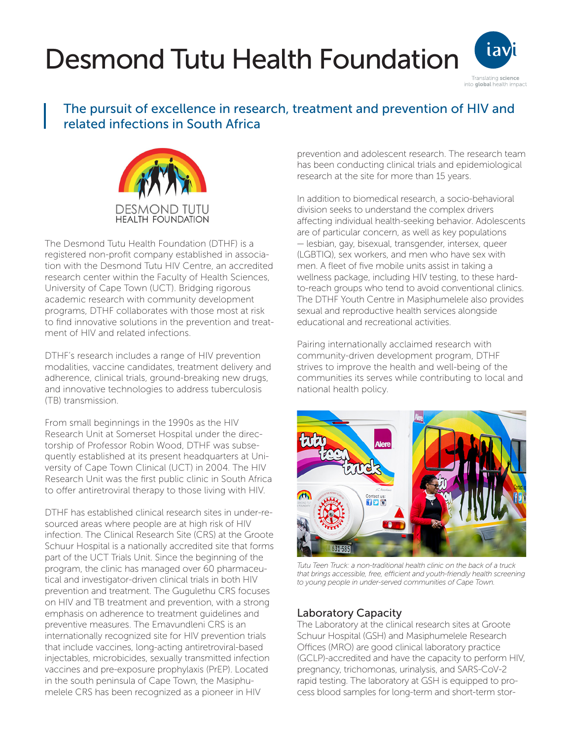# Desmond Tutu Health Foundation

## The pursuit of excellence in research, treatment and prevention of HIV and related infections in South Africa

The Desmond Tutu Health Foundation (DTHF) is a registered non-profit company established in association with the Desmond Tutu HIV Centre, an accredited research center within the Faculty of Health Sciences, University of Cape Town (UCT). Bridging rigorous academic research with community development programs, DTHF collaborates with those most at risk to find innovative solutions in the prevention and treatment of HIV and related infections.

DTHF's research includes a range of HIV prevention modalities, vaccine candidates, treatment delivery and adherence, clinical trials, ground-breaking new drugs, and innovative technologies to address tuberculosis (TB) transmission.

From small beginnings in the 1990s as the HIV Research Unit at Somerset Hospital under the directorship of Professor Robin Wood, DTHF was subsequently established at its present headquarters at University of Cape Town Clinical (UCT) in 2004. The HIV Research Unit was the first public clinic in South Africa to offer antiretroviral therapy to those living with HIV.

DTHF has established clinical research sites in under-resourced areas where people are at high risk of HIV infection. The Clinical Research Site (CRS) at the Groote Schuur Hospital is a nationally accredited site that forms part of the UCT Trials Unit. Since the beginning of the program, the clinic has managed over 60 pharmaceutical and investigator-driven clinical trials in both HIV prevention and treatment. The Gugulethu CRS focuses on HIV and TB treatment and prevention, with a strong emphasis on adherence to treatment guidelines and preventive measures. The Emavundleni CRS is an internationally recognized site for HIV prevention trials that include vaccines, long-acting antiretroviral-based injectables, microbicides, sexually transmitted infection vaccines and pre-exposure prophylaxis (PrEP). Located in the south peninsula of Cape Town, the Masiphumelele CRS has been recognized as a pioneer in HIV prevention and adolescent research. The research team has been conducting clinical trials and epidemiological research at the site for more than 15 years.

In addition to biomedical research, a socio-behavioral division seeks to understand the complex drivers affecting individual health-seeking behavior. Adolescents are of particular concern, as well as key populations — lesbian, gay, bisexual, transgender, intersex, queer (LGBTIQ), sex workers, and men who have sex with men. A fleet of five mobile units assist in taking a wellness package, including HIV testing, to these hard-to-reach groups who tend to avoid conventional clinics. The DTHF Youth Centre in Masiphumelele also provides sexual and reproductive health services alongside educational and recreational activities.

Pairing internationally acclaimed research with community-driven development program, DTHF strives to improve the health and well-being of the communities its serves while contributing to local and national health policy.

*Tutu Teen Truck: a non-traditional health clinic on the back of a truck that brings accessible, free, efficient and youth-friendly health screening to young people in under-served communities of Cape Town.*

### Laboratory Capacity

The Laboratory at the clinical research sites at Groote Schuur Hospital (GSH) and Masiphumelele Research Offices (MRO) are good clinical laboratory practice (GCLP)-accredited and have the capacity to perform HIV, pregnancy, trichomonas, urinalysis, and SARS-CoV-2 rapid testing. The laboratory at GSH is equipped to process blood samples for long-term and short-term stor-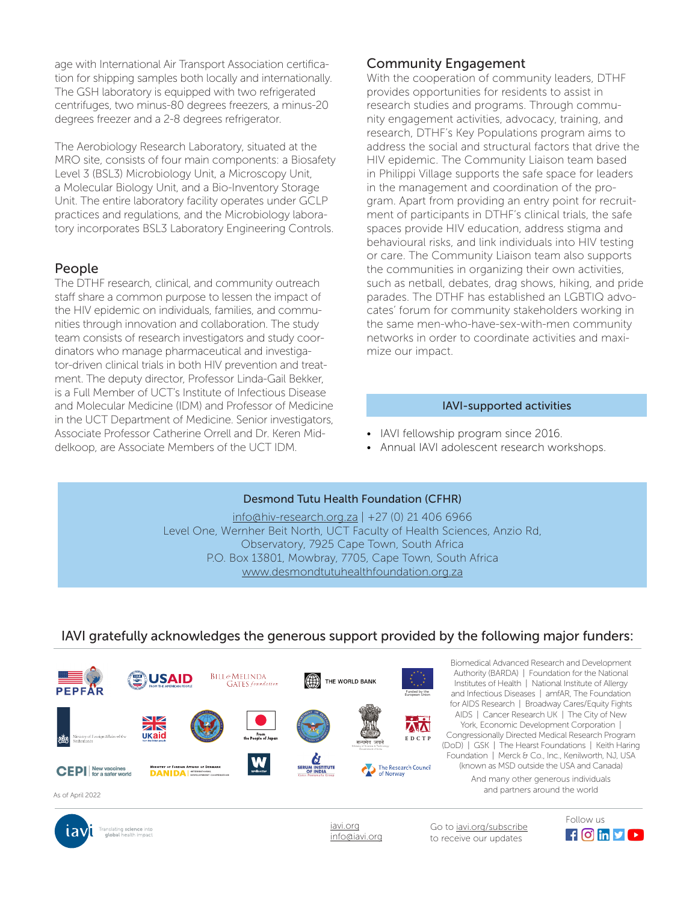age with International Air Transport Association certification for shipping samples both locally and internationally. The GSH laboratory is equipped with two refrigerated centrifuges, two minus-80 degrees freezers, a minus-20 degrees freezer and a 2-8 degrees refrigerator.

The Aerobiology Research Laboratory, situated at the MRO site, consists of four main components: a Biosafety Level 3 (BSL3) Microbiology Unit, a Microscopy Unit, a Molecular Biology Unit, and a Bio-Inventory Storage Unit. The entire laboratory facility operates under GCLP practices and regulations, and the Microbiology laboratory incorporates BSL3 Laboratory Engineering Controls.

## People

The DTHF research, clinical, and community outreach staff share a common purpose to lessen the impact of the HIV epidemic on individuals, families, and communities through innovation and collaboration. The study team consists of research investigators and study coordinators who manage pharmaceutical and investigator-driven clinical trials in both HIV prevention and treatment. The deputy director, Professor Linda-Gail Bekker, is a Full Member of UCT's Institute of Infectious Disease and Molecular Medicine (IDM) and Professor of Medicine in the UCT Department of Medicine. Senior investigators, Associate Professor Catherine Orrell and Dr. Keren Middelkoop, are Associate Members of the UCT IDM.

## Community Engagement

With the cooperation of community leaders, DTHF provides opportunities for residents to assist in research studies and programs. Through community engagement activities, advocacy, training, and research, DTHF's Key Populations program aims to address the social and structural factors that drive the HIV epidemic. The Community Liaison team based in Philippi Village supports the safe space for leaders in the management and coordination of the program. Apart from providing an entry point for recruitment of participants in DTHF's clinical trials, the safe spaces provide HIV education, address stigma and behavioural risks, and link individuals into HIV testing or care. The Community Liaison team also supports the communities in organizing their own activities, such as netball, debates, drag shows, hiking, and pride parades. The DTHF has established an LGBTIQ advocates' forum for community stakeholders working in the same men-who-have-sex-with-men community networks in order to coordinate activities and maximize our impact.

### IAVI-supported activities

- IAVI fellowship program since 2016.
- Annual IAVI adolescent research workshops.

**Desmond Tutu Health Foundation (CFHR)**

info@hiv-research.org.za | +27 (0) 21 406 6966
Level One, Wernher Beit North, UCT Faculty of Health Sciences, Anzio Rd, Observatory, 7925 Cape Town, South Africa
P.O. Box 13801, Mowbray, 7705, Cape Town, South Africa
www.desmondtutuhealthfoundation.org.za

## IAVI gratefully acknowledges the generous support provided by the following major funders:

PEPFAR | USAID | Bill & Melinda Gates Foundation | The World Bank | Funded by the European Union | Ministry of Foreign Affairs of the Netherlands | UKaid | From the People of Japan | Ministry of Science & Technology, Government of India | EDCTP | CEPI | Ministry of Foreign Affairs of Denmark DANIDA | Wellcome | Serum Institute of India | The Research Council of Norway

Biomedical Advanced Research and Development Authority (BARDA) | Foundation for the National Institutes of Health | National Institute of Allergy and Infectious Diseases | amfAR, The Foundation for AIDS Research | Broadway Cares/Equity Fights AIDS | Cancer Research UK | The City of New York, Economic Development Corporation | Congressionally Directed Medical Research Program (DoD) | GSK | The Hearst Foundations | Keith Haring Foundation | Merck & Co., Inc., Kenilworth, NJ, USA (known as MSD outside the USA and Canada)

And many other generous individuals and partners around the world

As of April 2022

iavi — Translating science into global health impact

iavi.org
info@iavi.org

Go to iavi.org/subscribe to receive our updates

Follow us